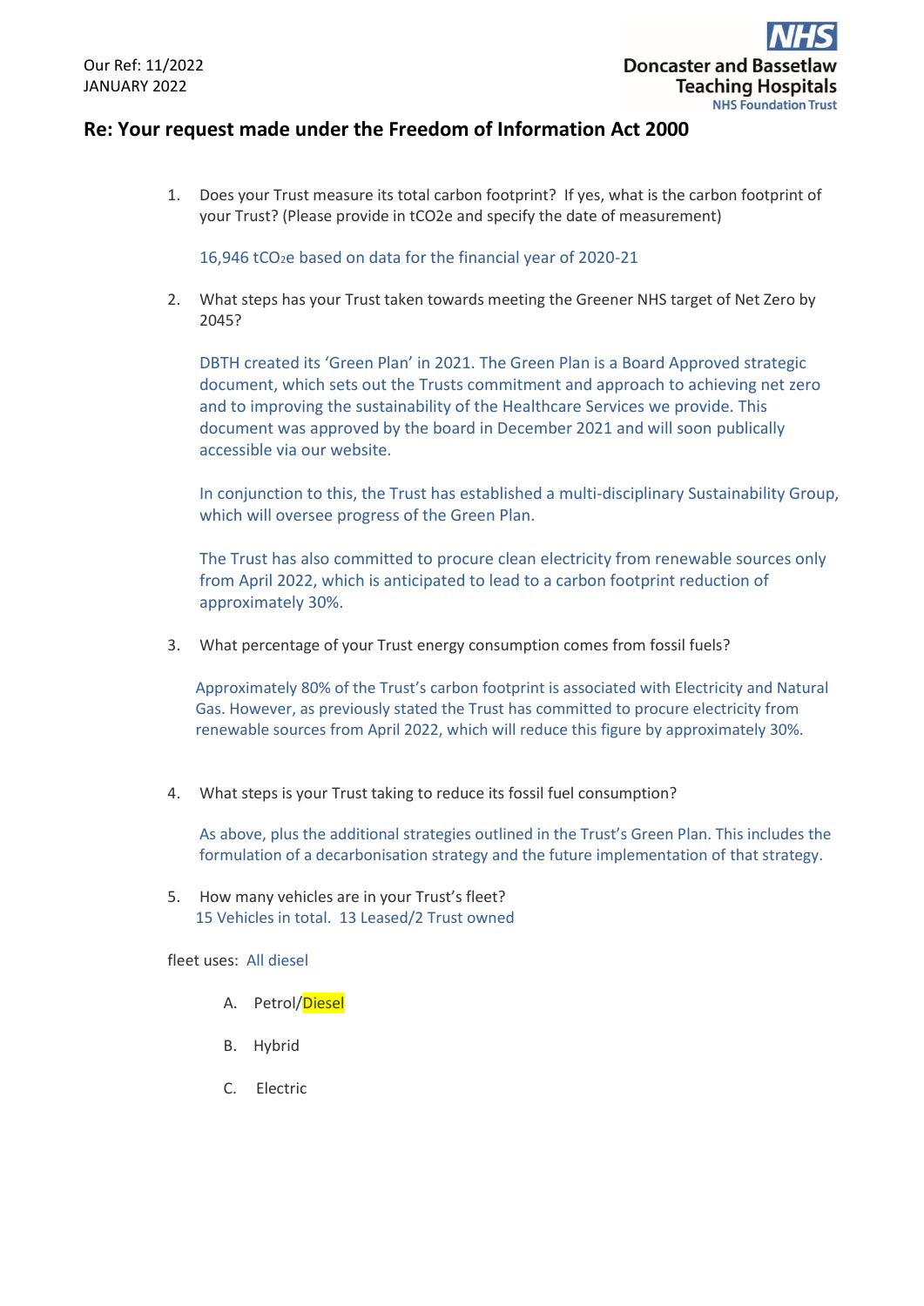Our Ref: 11/2022
JANUARY 2022

Doncaster and Bassetlaw Teaching Hospitals
NHS Foundation Trust

## Re: Your request made under the Freedom of Information Act 2000

1. Does your Trust measure its total carbon footprint? If yes, what is the carbon footprint of your Trust? (Please provide in tCO2e and specify the date of measurement)

   16,946 $tCO_2e$ based on data for the financial year of 2020-21

2. What steps has your Trust taken towards meeting the Greener NHS target of Net Zero by 2045?

   DBTH created its ‘Green Plan’ in 2021. The Green Plan is a Board Approved strategic document, which sets out the Trusts commitment and approach to achieving net zero and to improving the sustainability of the Healthcare Services we provide. This document was approved by the board in December 2021 and will soon publically accessible via our website.

   In conjunction to this, the Trust has established a multi-disciplinary Sustainability Group, which will oversee progress of the Green Plan.

   The Trust has also committed to procure clean electricity from renewable sources only from April 2022, which is anticipated to lead to a carbon footprint reduction of approximately 30%.

3. What percentage of your Trust energy consumption comes from fossil fuels?

   Approximately 80% of the Trust’s carbon footprint is associated with Electricity and Natural Gas. However, as previously stated the Trust has committed to procure electricity from renewable sources from April 2022, which will reduce this figure by approximately 30%.

4. What steps is your Trust taking to reduce its fossil fuel consumption?

   As above, plus the additional strategies outlined in the Trust’s Green Plan. This includes the formulation of a decarbonisation strategy and the future implementation of that strategy.

5. How many vehicles are in your Trust’s fleet?
   15 Vehicles in total. 13 Leased/2 Trust owned

   fleet uses: All diesel

   A. Petrol/Diesel

   B. Hybrid

   C. Electric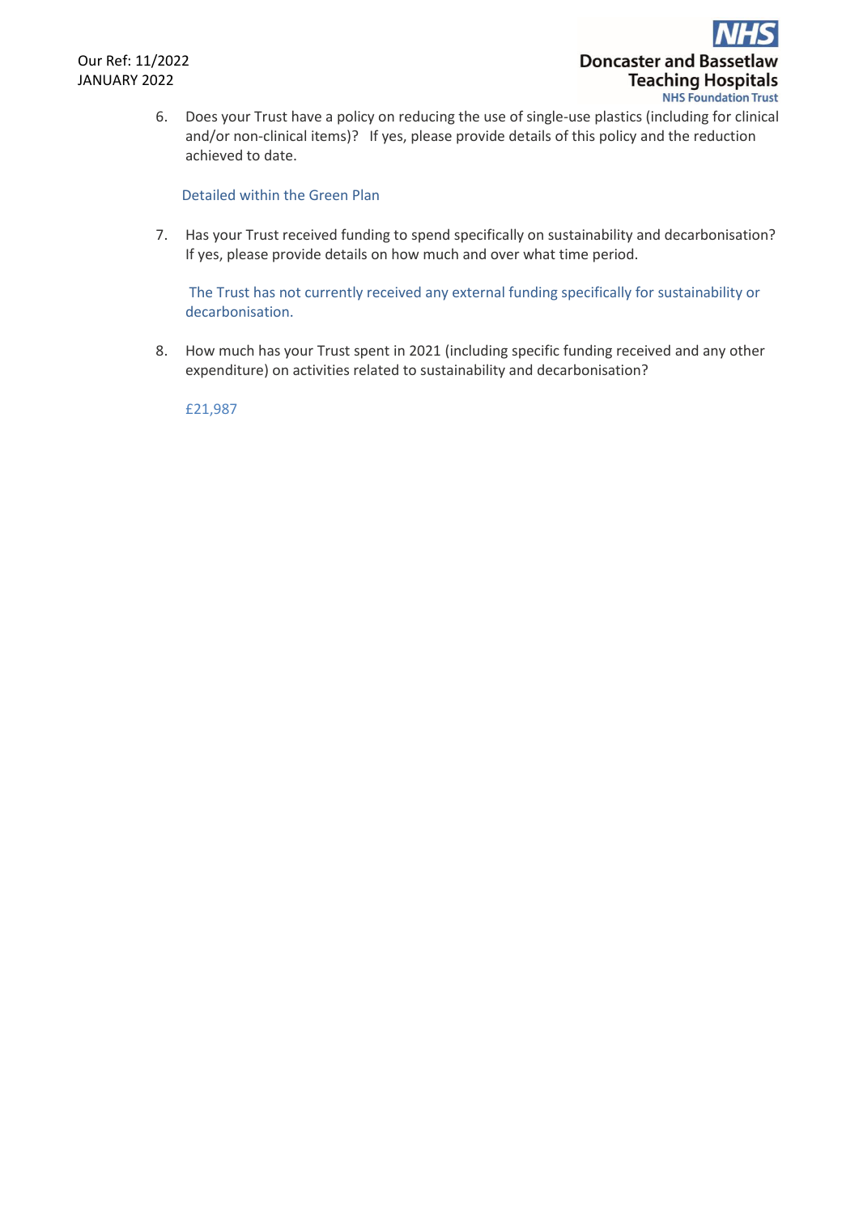6. Does your Trust have a policy on reducing the use of single-use plastics (including for clinical and/or non-clinical items)? If yes, please provide details of this policy and the reduction achieved to date.

   Detailed within the Green Plan

7. Has your Trust received funding to spend specifically on sustainability and decarbonisation? If yes, please provide details on how much and over what time period.

   The Trust has not currently received any external funding specifically for sustainability or decarbonisation.

8. How much has your Trust spent in 2021 (including specific funding received and any other expenditure) on activities related to sustainability and decarbonisation?

   £21,987